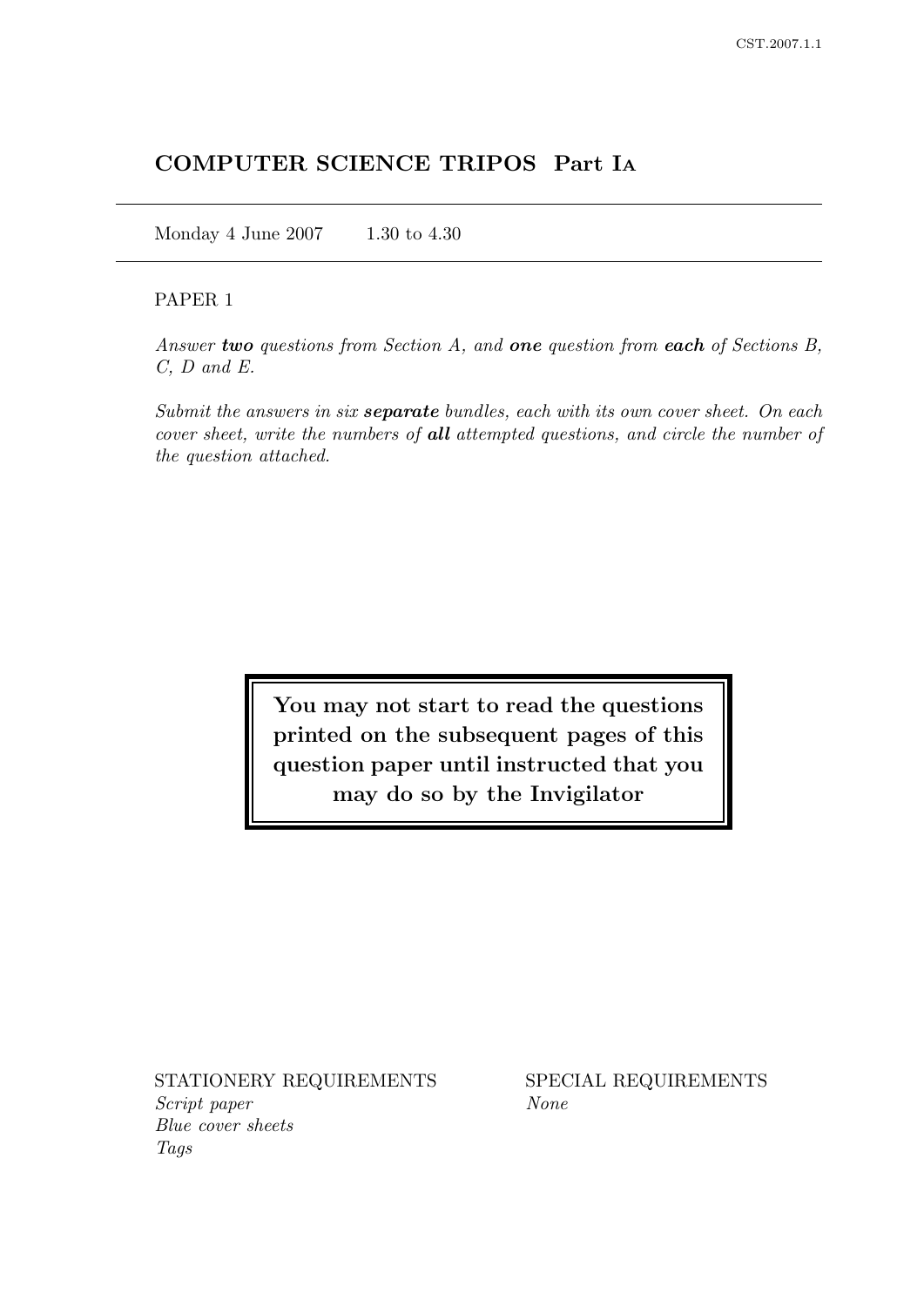# COMPUTER SCIENCE TRIPOS Part IA

Monday 4 June 2007 1.30 to 4.30

PAPER 1

*Answer **two** questions from Section A, and **one** question from **each** of Sections B, C, D and E.*

*Submit the answers in six **separate** bundles, each with its own cover sheet. On each cover sheet, write the numbers of **all** attempted questions, and circle the number of the question attached.*

**You may not start to read the questions printed on the subsequent pages of this question paper until instructed that you may do so by the Invigilator**

STATIONERY REQUIREMENTS
*Script paper*
*Blue cover sheets*
*Tags*

SPECIAL REQUIREMENTS
*None*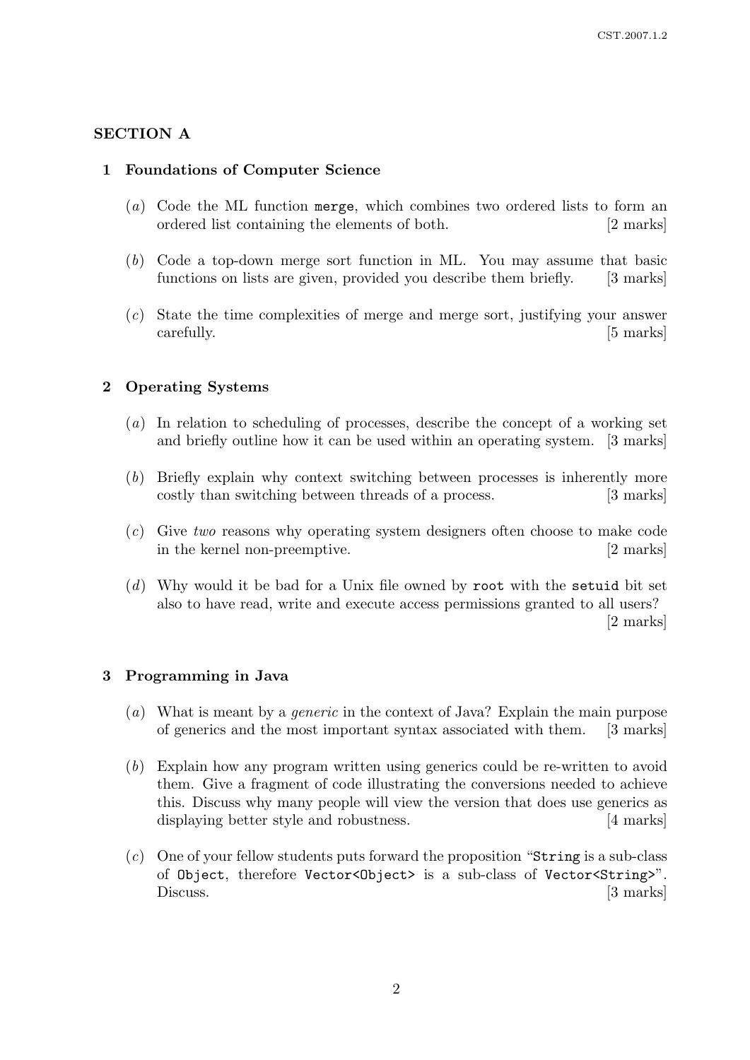## SECTION A

### 1 Foundations of Computer Science

(*a*) Code the ML function `merge`, which combines two ordered lists to form an ordered list containing the elements of both. [2 marks]

(*b*) Code a top-down merge sort function in ML. You may assume that basic functions on lists are given, provided you describe them briefly. [3 marks]

(*c*) State the time complexities of merge and merge sort, justifying your answer carefully. [5 marks]

### 2 Operating Systems

(*a*) In relation to scheduling of processes, describe the concept of a working set and briefly outline how it can be used within an operating system. [3 marks]

(*b*) Briefly explain why context switching between processes is inherently more costly than switching between threads of a process. [3 marks]

(*c*) Give *two* reasons why operating system designers often choose to make code in the kernel non-preemptive. [2 marks]

(*d*) Why would it be bad for a Unix file owned by `root` with the `setuid` bit set also to have read, write and execute access permissions granted to all users? [2 marks]

### 3 Programming in Java

(*a*) What is meant by a *generic* in the context of Java? Explain the main purpose of generics and the most important syntax associated with them. [3 marks]

(*b*) Explain how any program written using generics could be re-written to avoid them. Give a fragment of code illustrating the conversions needed to achieve this. Discuss why many people will view the version that does use generics as displaying better style and robustness. [4 marks]

(*c*) One of your fellow students puts forward the proposition "`String` is a sub-class of `Object`, therefore `Vector<Object>` is a sub-class of `Vector<String>`". Discuss. [3 marks]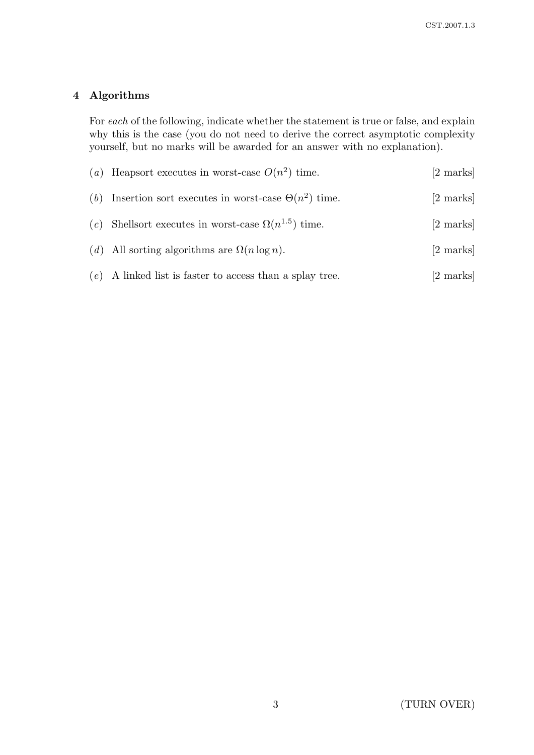## 4 Algorithms

For *each* of the following, indicate whether the statement is true or false, and explain why this is the case (you do not need to derive the correct asymptotic complexity yourself, but no marks will be awarded for an answer with no explanation).

(*a*) Heapsort executes in worst-case $O(n^2)$ time. [2 marks]

(*b*) Insertion sort executes in worst-case $\Theta(n^2)$ time. [2 marks]

(*c*) Shellsort executes in worst-case $\Omega(n^{1.5})$ time. [2 marks]

(*d*) All sorting algorithms are $\Omega(n \log n)$. [2 marks]

(*e*) A linked list is faster to access than a splay tree. [2 marks]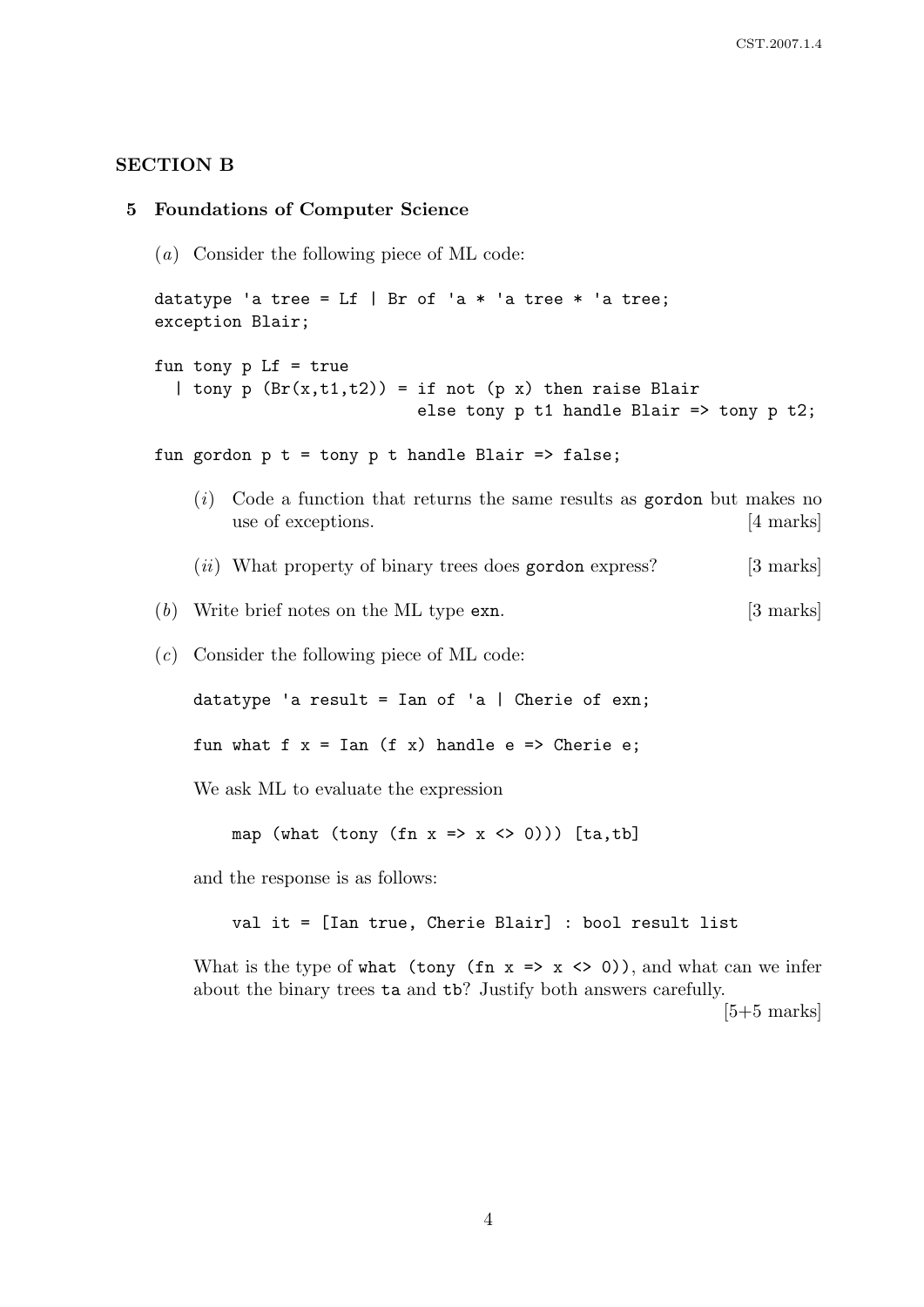## SECTION B

### 5 Foundations of Computer Science

(*a*) Consider the following piece of ML code:

```
datatype 'a tree = Lf | Br of 'a * 'a tree * 'a tree;
exception Blair;

fun tony p Lf = true
  | tony p (Br(x,t1,t2)) = if not (p x) then raise Blair
                           else tony p t1 handle Blair => tony p t2;

fun gordon p t = tony p t handle Blair => false;
```

(*i*) Code a function that returns the same results as `gordon` but makes no use of exceptions. [4 marks]

(*ii*) What property of binary trees does `gordon` express? [3 marks]

(*b*) Write brief notes on the ML type `exn`. [3 marks]

(*c*) Consider the following piece of ML code:

```
datatype 'a result = Ian of 'a | Cherie of exn;

fun what f x = Ian (f x) handle e => Cherie e;
```

We ask ML to evaluate the expression

```
map (what (tony (fn x => x <> 0))) [ta,tb]
```

and the response is as follows:

```
val it = [Ian true, Cherie Blair] : bool result list
```

What is the type of `what (tony (fn x => x <> 0))`, and what can we infer about the binary trees `ta` and `tb`? Justify both answers carefully.

[5+5 marks]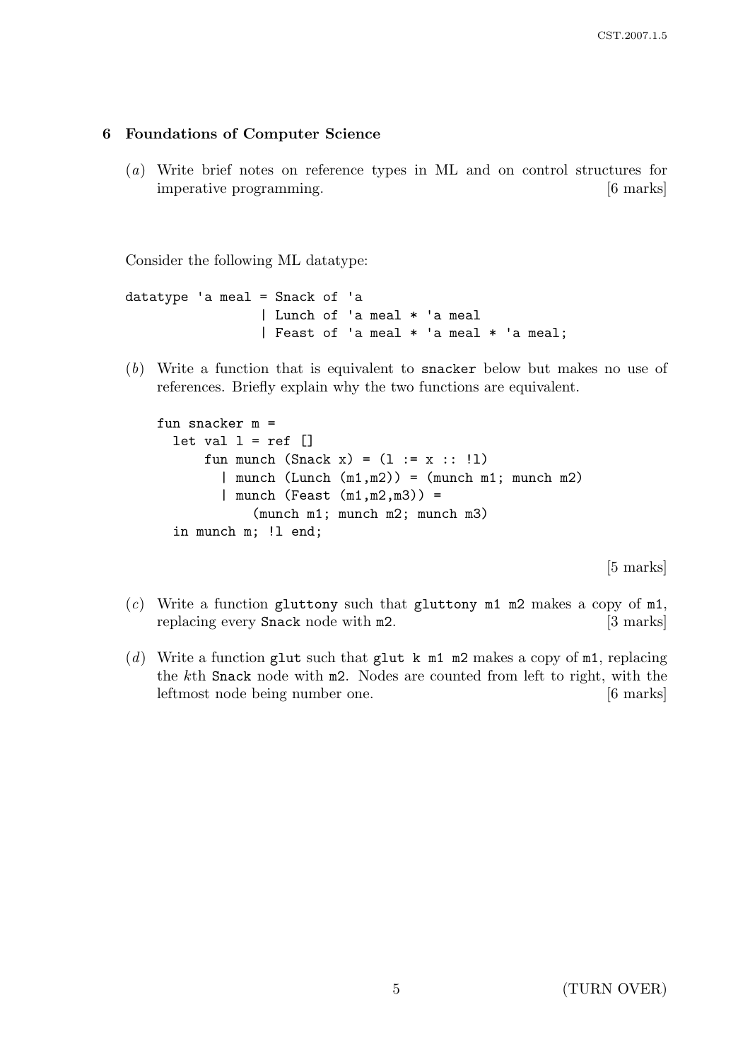## 6 Foundations of Computer Science

(*a*) Write brief notes on reference types in ML and on control structures for imperative programming. [6 marks]

Consider the following ML datatype:

```
datatype 'a meal = Snack of 'a
                 | Lunch of 'a meal * 'a meal
                 | Feast of 'a meal * 'a meal * 'a meal;
```

(*b*) Write a function that is equivalent to `snacker` below but makes no use of references. Briefly explain why the two functions are equivalent.

```
fun snacker m =
  let val l = ref []
      fun munch (Snack x) = (l := x :: !l)
        | munch (Lunch (m1,m2)) = (munch m1; munch m2)
        | munch (Feast (m1,m2,m3)) =
            (munch m1; munch m2; munch m3)
  in munch m; !l end;
```

[5 marks]

(*c*) Write a function `gluttony` such that `gluttony m1 m2` makes a copy of `m1`, replacing every `Snack` node with `m2`. [3 marks]

(*d*) Write a function `glut` such that `glut k m1 m2` makes a copy of `m1`, replacing the *k*th `Snack` node with `m2`. Nodes are counted from left to right, with the leftmost node being number one. [6 marks]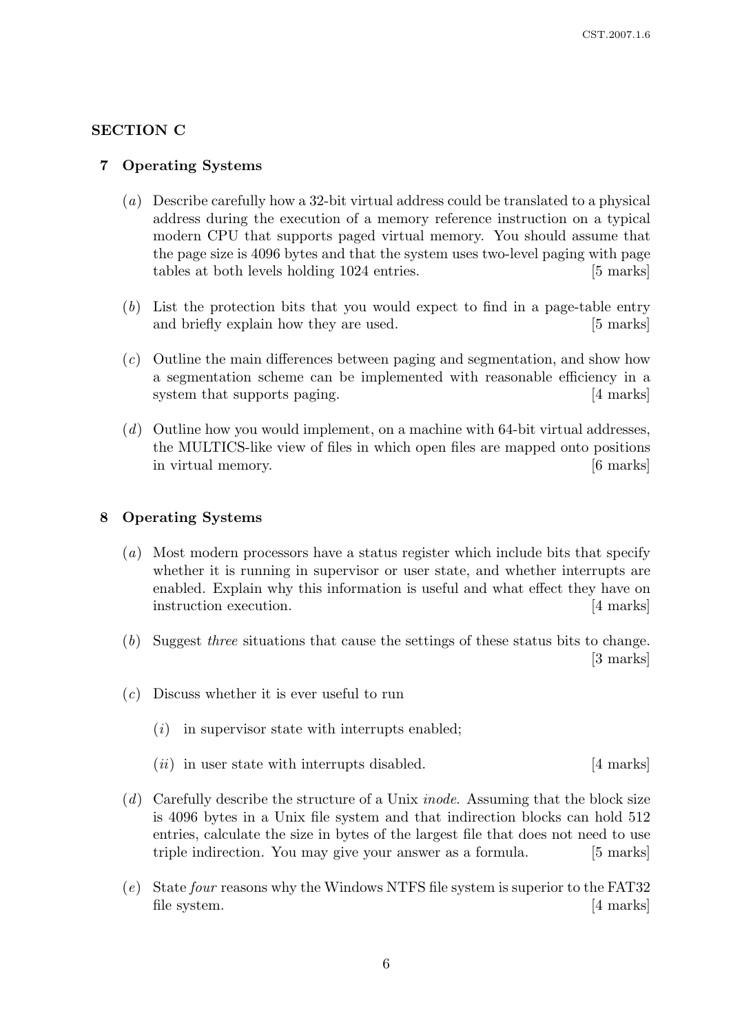## SECTION C

### 7 Operating Systems

(*a*) Describe carefully how a 32-bit virtual address could be translated to a physical address during the execution of a memory reference instruction on a typical modern CPU that supports paged virtual memory. You should assume that the page size is 4096 bytes and that the system uses two-level paging with page tables at both levels holding 1024 entries. [5 marks]

(*b*) List the protection bits that you would expect to find in a page-table entry and briefly explain how they are used. [5 marks]

(*c*) Outline the main differences between paging and segmentation, and show how a segmentation scheme can be implemented with reasonable efficiency in a system that supports paging. [4 marks]

(*d*) Outline how you would implement, on a machine with 64-bit virtual addresses, the MULTICS-like view of files in which open files are mapped onto positions in virtual memory. [6 marks]

### 8 Operating Systems

(*a*) Most modern processors have a status register which include bits that specify whether it is running in supervisor or user state, and whether interrupts are enabled. Explain why this information is useful and what effect they have on instruction execution. [4 marks]

(*b*) Suggest *three* situations that cause the settings of these status bits to change. [3 marks]

(*c*) Discuss whether it is ever useful to run

(*i*) in supervisor state with interrupts enabled;

(*ii*) in user state with interrupts disabled. [4 marks]

(*d*) Carefully describe the structure of a Unix *inode*. Assuming that the block size is 4096 bytes in a Unix file system and that indirection blocks can hold 512 entries, calculate the size in bytes of the largest file that does not need to use triple indirection. You may give your answer as a formula. [5 marks]

(*e*) State *four* reasons why the Windows NTFS file system is superior to the FAT32 file system. [4 marks]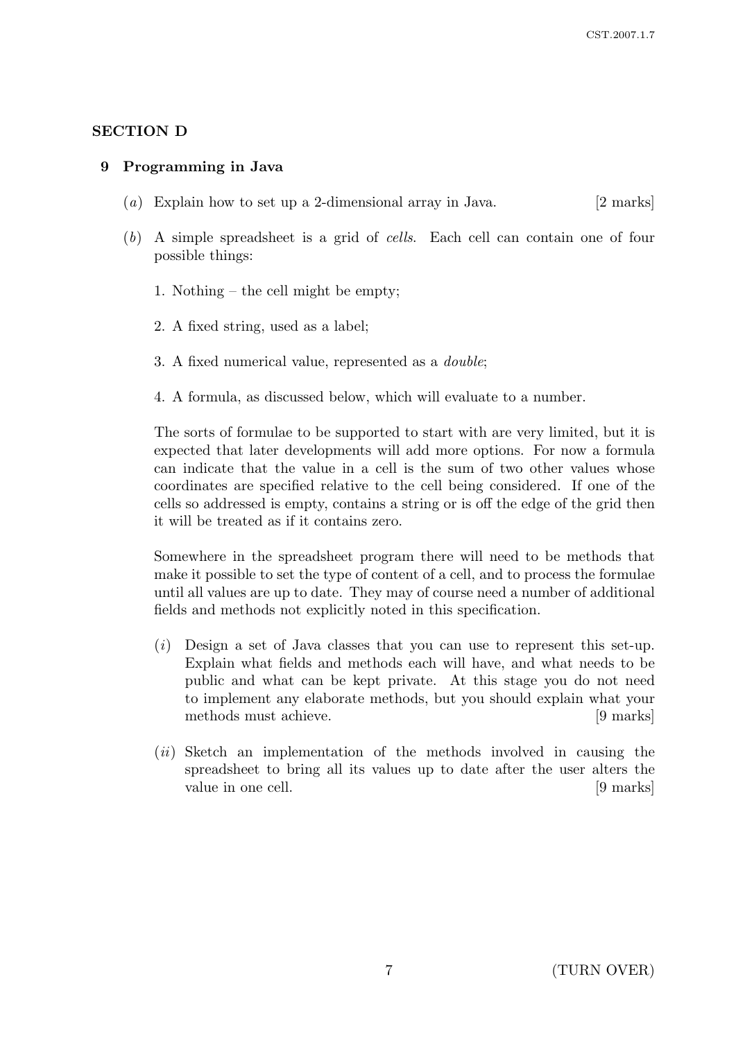## SECTION D

### 9 Programming in Java

(*a*) Explain how to set up a 2-dimensional array in Java. [2 marks]

(*b*) A simple spreadsheet is a grid of *cells*. Each cell can contain one of four possible things:

1. Nothing – the cell might be empty;

2. A fixed string, used as a label;

3. A fixed numerical value, represented as a *double*;

4. A formula, as discussed below, which will evaluate to a number.

The sorts of formulae to be supported to start with are very limited, but it is expected that later developments will add more options. For now a formula can indicate that the value in a cell is the sum of two other values whose coordinates are specified relative to the cell being considered. If one of the cells so addressed is empty, contains a string or is off the edge of the grid then it will be treated as if it contains zero.

Somewhere in the spreadsheet program there will need to be methods that make it possible to set the type of content of a cell, and to process the formulae until all values are up to date. They may of course need a number of additional fields and methods not explicitly noted in this specification.

(*i*) Design a set of Java classes that you can use to represent this set-up. Explain what fields and methods each will have, and what needs to be public and what can be kept private. At this stage you do not need to implement any elaborate methods, but you should explain what your methods must achieve. [9 marks]

(*ii*) Sketch an implementation of the methods involved in causing the spreadsheet to bring all its values up to date after the user alters the value in one cell. [9 marks]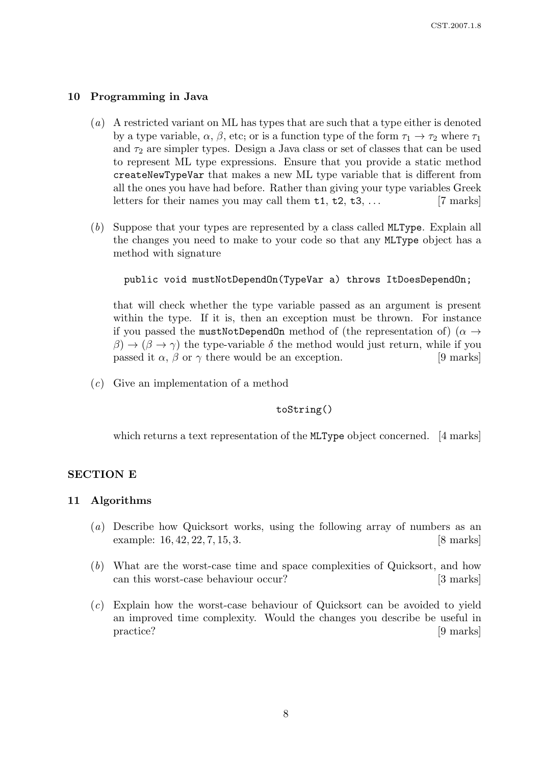## 10 Programming in Java

(*a*) A restricted variant on ML has types that are such that a type either is denoted by a type variable, $\alpha$, $\beta$, etc; or is a function type of the form $\tau_1 \rightarrow \tau_2$ where $\tau_1$ and $\tau_2$ are simpler types. Design a Java class or set of classes that can be used to represent ML type expressions. Ensure that you provide a static method `createNewTypeVar` that makes a new ML type variable that is different from all the ones you have had before. Rather than giving your type variables Greek letters for their names you may call them `t1`, `t2`, `t3`, ... [7 marks]

(*b*) Suppose that your types are represented by a class called `MLType`. Explain all the changes you need to make to your code so that any `MLType` object has a method with signature

```
public void mustNotDependOn(TypeVar a) throws ItDoesDependOn;
```

that will check whether the type variable passed as an argument is present within the type. If it is, then an exception must be thrown. For instance if you passed the `mustNotDependOn` method of (the representation of) $(\alpha \rightarrow \beta) \rightarrow (\beta \rightarrow \gamma)$ the type-variable $\delta$ the method would just return, while if you passed it $\alpha$, $\beta$ or $\gamma$ there would be an exception. [9 marks]

(*c*) Give an implementation of a method

```
toString()
```

which returns a text representation of the `MLType` object concerned. [4 marks]

# SECTION E

## 11 Algorithms

(*a*) Describe how Quicksort works, using the following array of numbers as an example: 16, 42, 22, 7, 15, 3. [8 marks]

(*b*) What are the worst-case time and space complexities of Quicksort, and how can this worst-case behaviour occur? [3 marks]

(*c*) Explain how the worst-case behaviour of Quicksort can be avoided to yield an improved time complexity. Would the changes you describe be useful in practice? [9 marks]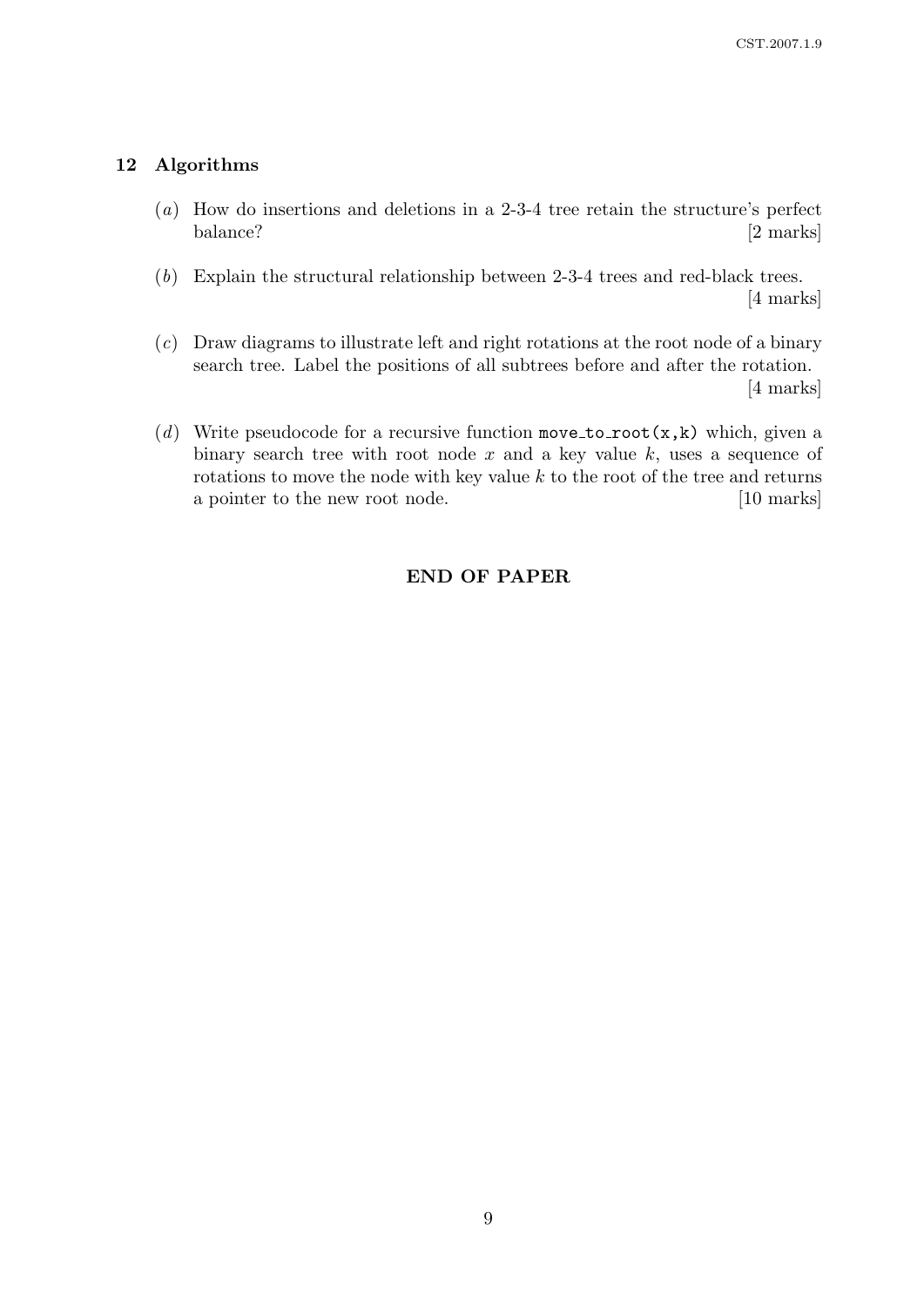## 12 Algorithms

(*a*) How do insertions and deletions in a 2-3-4 tree retain the structure's perfect balance? [2 marks]

(*b*) Explain the structural relationship between 2-3-4 trees and red-black trees. [4 marks]

(*c*) Draw diagrams to illustrate left and right rotations at the root node of a binary search tree. Label the positions of all subtrees before and after the rotation. [4 marks]

(*d*) Write pseudocode for a recursive function `move_to_root(x,k)` which, given a binary search tree with root node $x$ and a key value $k$, uses a sequence of rotations to move the node with key value $k$ to the root of the tree and returns a pointer to the new root node. [10 marks]

**END OF PAPER**